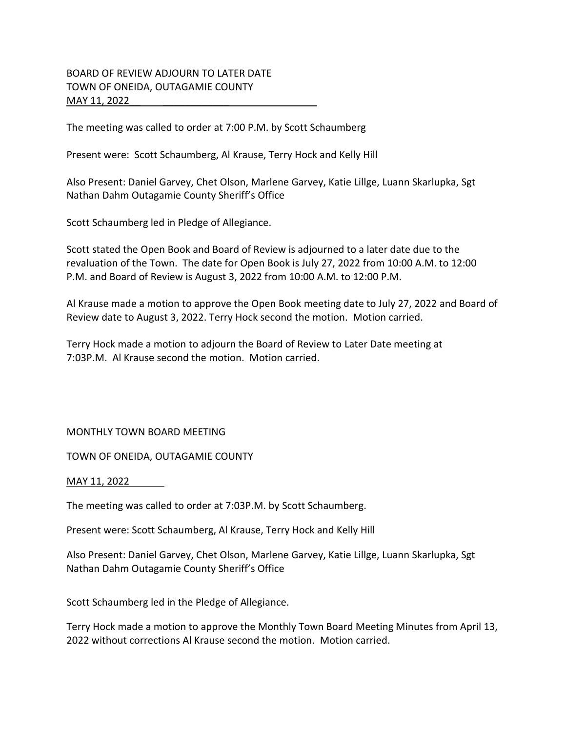BOARD OF REVIEW ADJOURN TO LATER DATE
TOWN OF ONEIDA, OUTAGAMIE COUNTY
MAY 11, 2022

The meeting was called to order at 7:00 P.M. by Scott Schaumberg

Present were: Scott Schaumberg, Al Krause, Terry Hock and Kelly Hill

Also Present: Daniel Garvey, Chet Olson, Marlene Garvey, Katie Lillge, Luann Skarlupka, Sgt Nathan Dahm Outagamie County Sheriff's Office

Scott Schaumberg led in Pledge of Allegiance.

Scott stated the Open Book and Board of Review is adjourned to a later date due to the revaluation of the Town. The date for Open Book is July 27, 2022 from 10:00 A.M. to 12:00 P.M. and Board of Review is August 3, 2022 from 10:00 A.M. to 12:00 P.M.

Al Krause made a motion to approve the Open Book meeting date to July 27, 2022 and Board of Review date to August 3, 2022. Terry Hock second the motion. Motion carried.

Terry Hock made a motion to adjourn the Board of Review to Later Date meeting at 7:03P.M. Al Krause second the motion. Motion carried.

MONTHLY TOWN BOARD MEETING

TOWN OF ONEIDA, OUTAGAMIE COUNTY

MAY 11, 2022

The meeting was called to order at 7:03P.M. by Scott Schaumberg.

Present were: Scott Schaumberg, Al Krause, Terry Hock and Kelly Hill

Also Present: Daniel Garvey, Chet Olson, Marlene Garvey, Katie Lillge, Luann Skarlupka, Sgt Nathan Dahm Outagamie County Sheriff's Office

Scott Schaumberg led in the Pledge of Allegiance.

Terry Hock made a motion to approve the Monthly Town Board Meeting Minutes from April 13, 2022 without corrections Al Krause second the motion. Motion carried.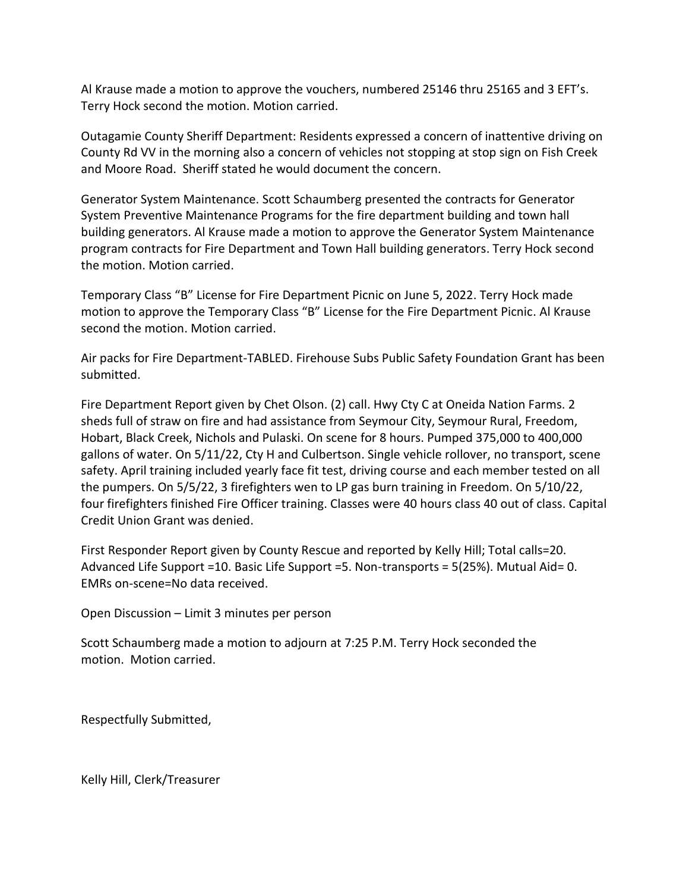Al Krause made a motion to approve the vouchers, numbered 25146 thru 25165 and 3 EFT's. Terry Hock second the motion. Motion carried.

Outagamie County Sheriff Department: Residents expressed a concern of inattentive driving on County Rd VV in the morning also a concern of vehicles not stopping at stop sign on Fish Creek and Moore Road. Sheriff stated he would document the concern.

Generator System Maintenance. Scott Schaumberg presented the contracts for Generator System Preventive Maintenance Programs for the fire department building and town hall building generators. Al Krause made a motion to approve the Generator System Maintenance program contracts for Fire Department and Town Hall building generators. Terry Hock second the motion. Motion carried.

Temporary Class "B" License for Fire Department Picnic on June 5, 2022. Terry Hock made motion to approve the Temporary Class "B" License for the Fire Department Picnic. Al Krause second the motion. Motion carried.

Air packs for Fire Department-TABLED. Firehouse Subs Public Safety Foundation Grant has been submitted.

Fire Department Report given by Chet Olson. (2) call. Hwy Cty C at Oneida Nation Farms. 2 sheds full of straw on fire and had assistance from Seymour City, Seymour Rural, Freedom, Hobart, Black Creek, Nichols and Pulaski. On scene for 8 hours. Pumped 375,000 to 400,000 gallons of water. On 5/11/22, Cty H and Culbertson. Single vehicle rollover, no transport, scene safety. April training included yearly face fit test, driving course and each member tested on all the pumpers. On 5/5/22, 3 firefighters wen to LP gas burn training in Freedom. On 5/10/22, four firefighters finished Fire Officer training. Classes were 40 hours class 40 out of class. Capital Credit Union Grant was denied.

First Responder Report given by County Rescue and reported by Kelly Hill; Total calls=20. Advanced Life Support =10. Basic Life Support =5. Non-transports = 5(25%). Mutual Aid= 0. EMRs on-scene=No data received.

Open Discussion – Limit 3 minutes per person

Scott Schaumberg made a motion to adjourn at 7:25 P.M. Terry Hock seconded the motion. Motion carried.

Respectfully Submitted,

Kelly Hill, Clerk/Treasurer